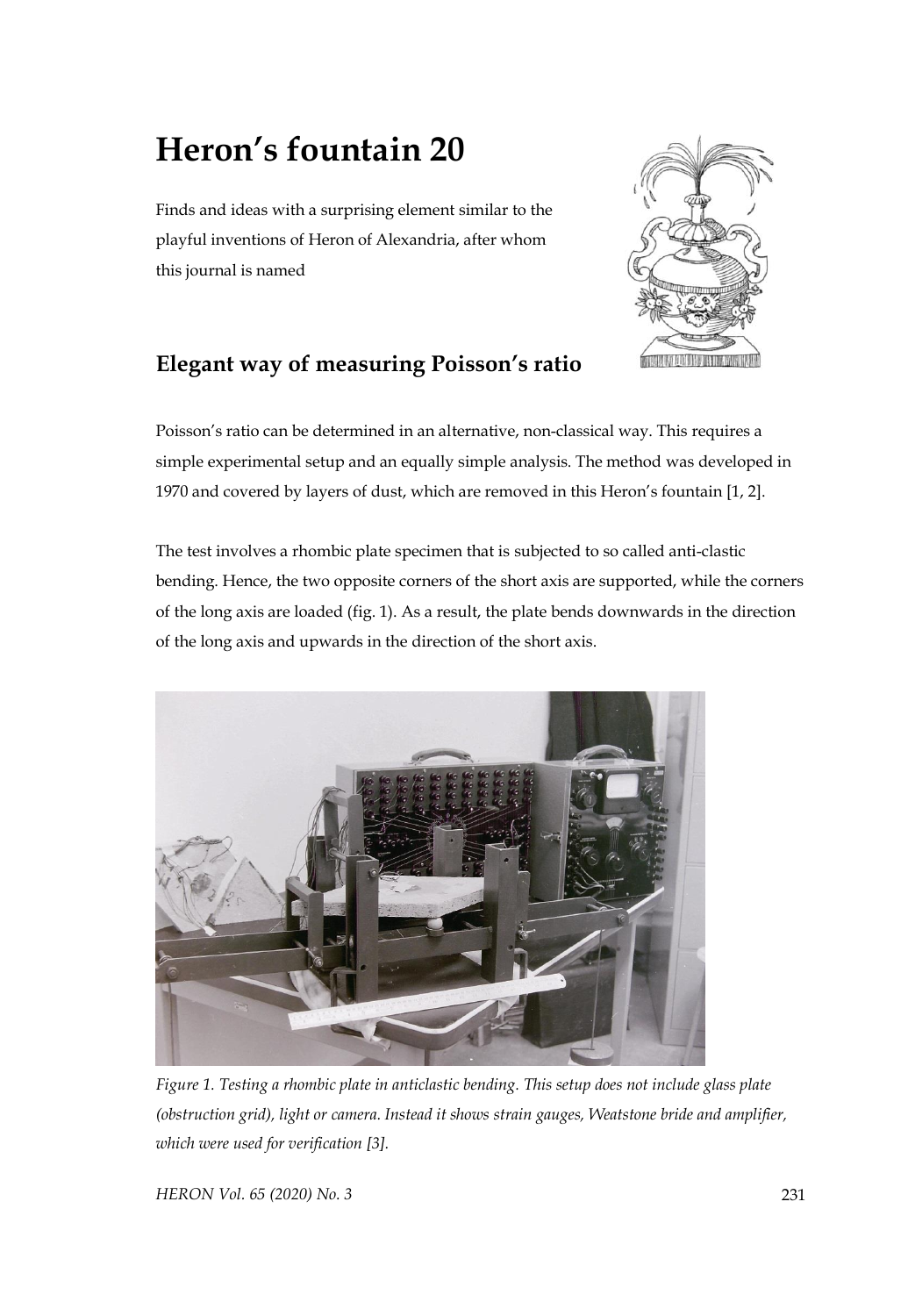# Heron's fountain 20

Finds and ideas with a surprising element similar to the playful inventions of Heron of Alexandria, after whom this journal is named

## Elegant way of measuring Poisson's ratio

Poisson's ratio can be determined in an alternative, non-classical way. This requires a simple experimental setup and an equally simple analysis. The method was developed in 1970 and covered by layers of dust, which are removed in this Heron's fountain [1, 2].

The test involves a rhombic plate specimen that is subjected to so called anti-clastic bending. Hence, the two opposite corners of the short axis are supported, while the corners of the long axis are loaded (fig. 1). As a result, the plate bends downwards in the direction of the long axis and upwards in the direction of the short axis.

*Figure 1. Testing a rhombic plate in anticlastic bending. This setup does not include glass plate (obstruction grid), light or camera. Instead it shows strain gauges, Weatstone bride and amplifier, which were used for verification [3].*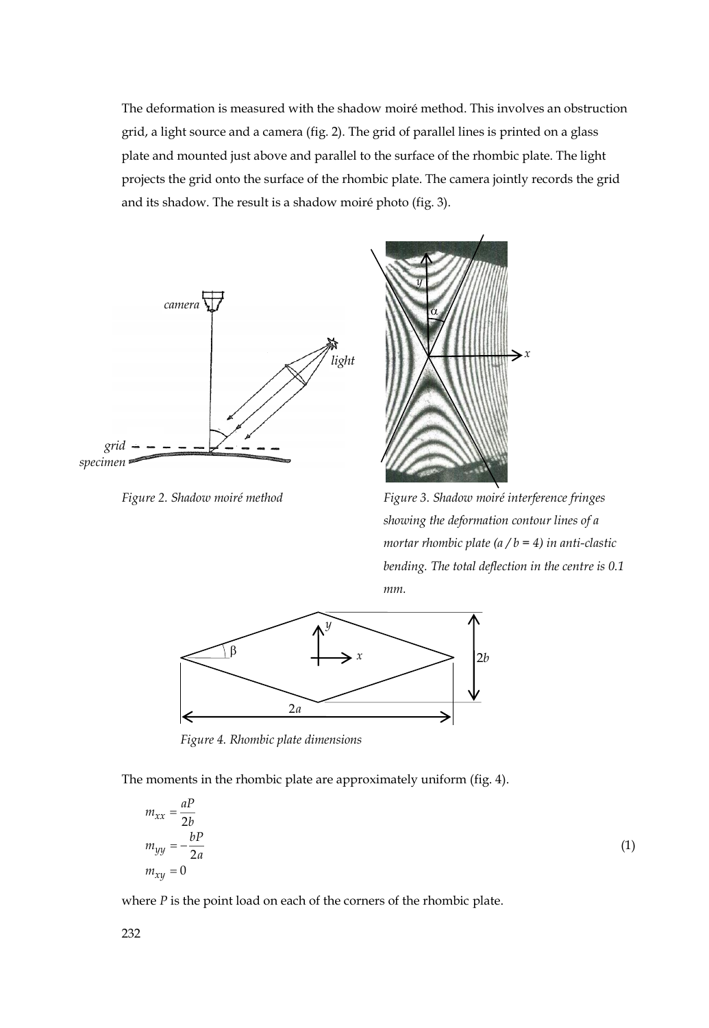The deformation is measured with the shadow moiré method. This involves an obstruction grid, a light source and a camera (fig. 2). The grid of parallel lines is printed on a glass plate and mounted just above and parallel to the surface of the rhombic plate. The light projects the grid onto the surface of the rhombic plate. The camera jointly records the grid and its shadow. The result is a shadow moiré photo (fig. 3).

*Figure 2. Shadow moiré method*

*Figure 3. Shadow moiré interference fringes showing the deformation contour lines of a mortar rhombic plate (a / b = 4) in anti-clastic bending. The total deflection in the centre is 0.1 mm.*

*Figure 4. Rhombic plate dimensions*

The moments in the rhombic plate are approximately uniform (fig. 4).

$$
\begin{aligned}
m_{xx} &= \frac{aP}{2b} \\
m_{yy} &= -\frac{bP}{2a} \\
m_{xy} &= 0
\end{aligned}
\tag{1}
$$

where $P$ is the point load on each of the corners of the rhombic plate.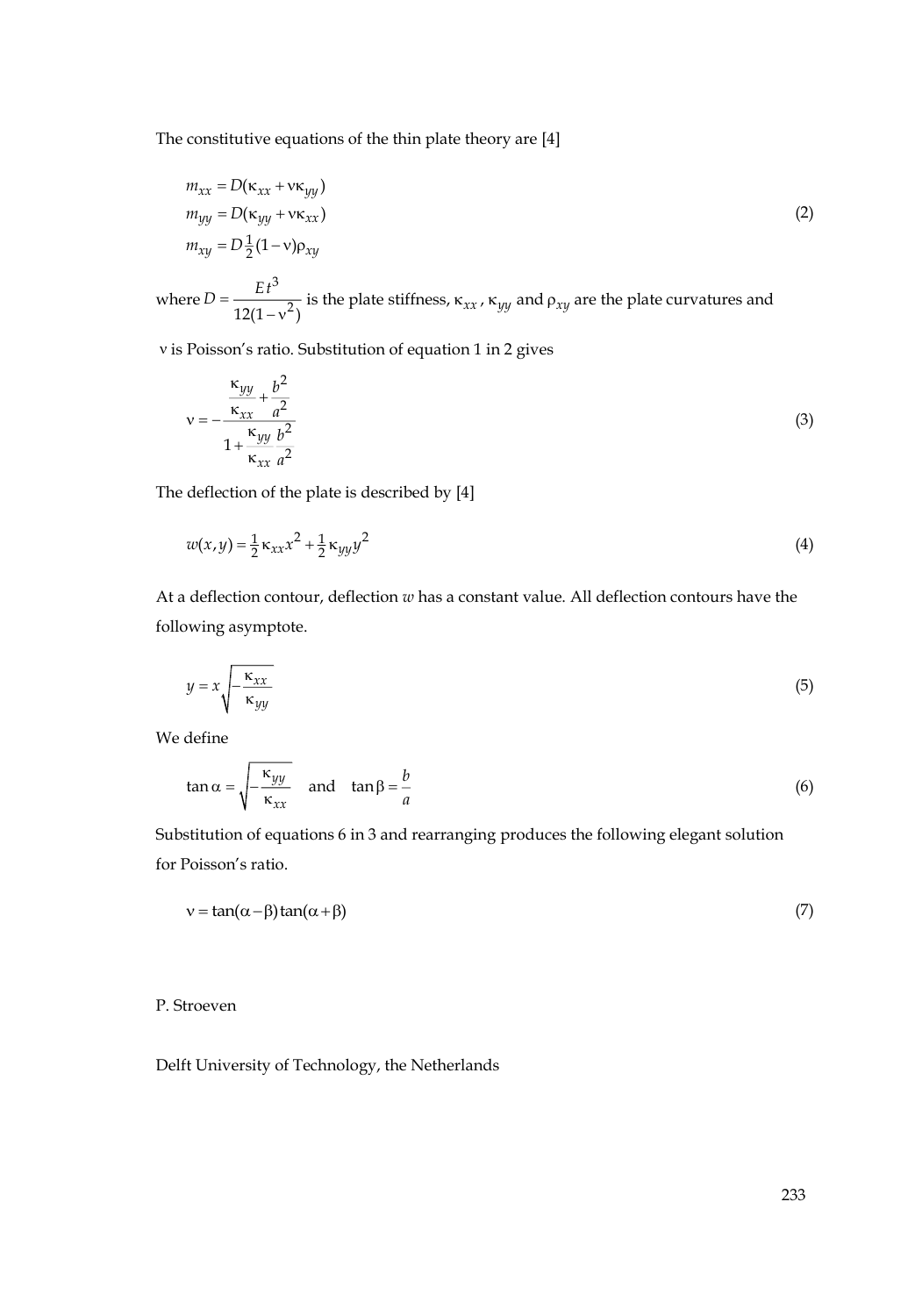The constitutive equations of the thin plate theory are [4]

$$
\begin{aligned}
m_{xx} &= D(\kappa_{xx} + \nu\kappa_{yy}) \\
m_{yy} &= D(\kappa_{yy} + \nu\kappa_{xx}) \\
m_{xy} &= D\tfrac{1}{2}(1-\nu)\rho_{xy}
\end{aligned}
\tag{2}
$$

where $D = \dfrac{Et^3}{12(1-\nu^2)}$ is the plate stiffness, $\kappa_{xx}$, $\kappa_{yy}$ and $\rho_{xy}$ are the plate curvatures and $\nu$ is Poisson's ratio. Substitution of equation 1 in 2 gives

$$
\nu = -\frac{\dfrac{\kappa_{yy}}{\kappa_{xx}} + \dfrac{b^2}{a^2}}{1 + \dfrac{\kappa_{yy}}{\kappa_{xx}}\dfrac{b^2}{a^2}}
\tag{3}
$$

The deflection of the plate is described by [4]

$$
w(x,y) = \tfrac{1}{2}\kappa_{xx}x^2 + \tfrac{1}{2}\kappa_{yy}y^2
\tag{4}
$$

At a deflection contour, deflection $w$ has a constant value. All deflection contours have the following asymptote.

$$
y = x\sqrt{-\frac{\kappa_{xx}}{\kappa_{yy}}}
\tag{5}
$$

We define

$$
\tan\alpha = \sqrt{-\frac{\kappa_{yy}}{\kappa_{xx}}} \quad \text{and} \quad \tan\beta = \frac{b}{a}
\tag{6}
$$

Substitution of equations 6 in 3 and rearranging produces the following elegant solution for Poisson's ratio.

$$
\nu = \tan(\alpha - \beta)\tan(\alpha + \beta)
\tag{7}
$$

P. Stroeven

Delft University of Technology, the Netherlands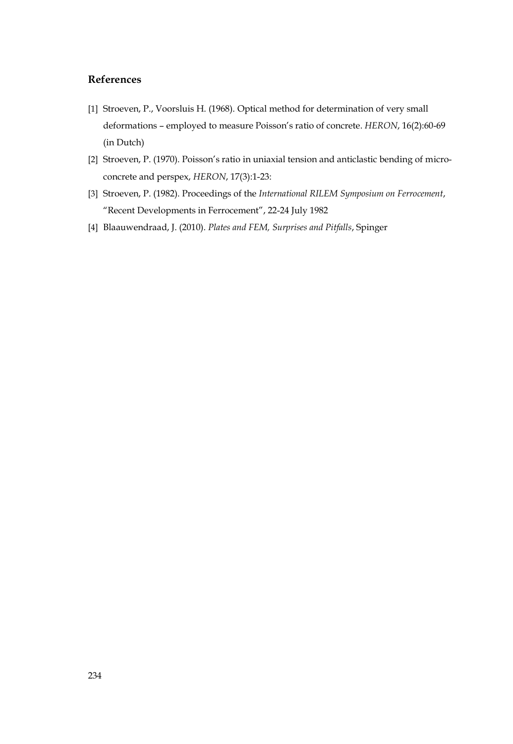## References

[1] Stroeven, P., Voorsluis H. (1968). Optical method for determination of very small deformations – employed to measure Poisson's ratio of concrete. *HERON*, 16(2):60-69 (in Dutch)

[2] Stroeven, P. (1970). Poisson's ratio in uniaxial tension and anticlastic bending of micro-concrete and perspex, *HERON*, 17(3):1-23:

[3] Stroeven, P. (1982). Proceedings of the *International RILEM Symposium on Ferrocement*, "Recent Developments in Ferrocement", 22-24 July 1982

[4] Blaauwendraad, J. (2010). *Plates and FEM, Surprises and Pitfalls*, Spinger